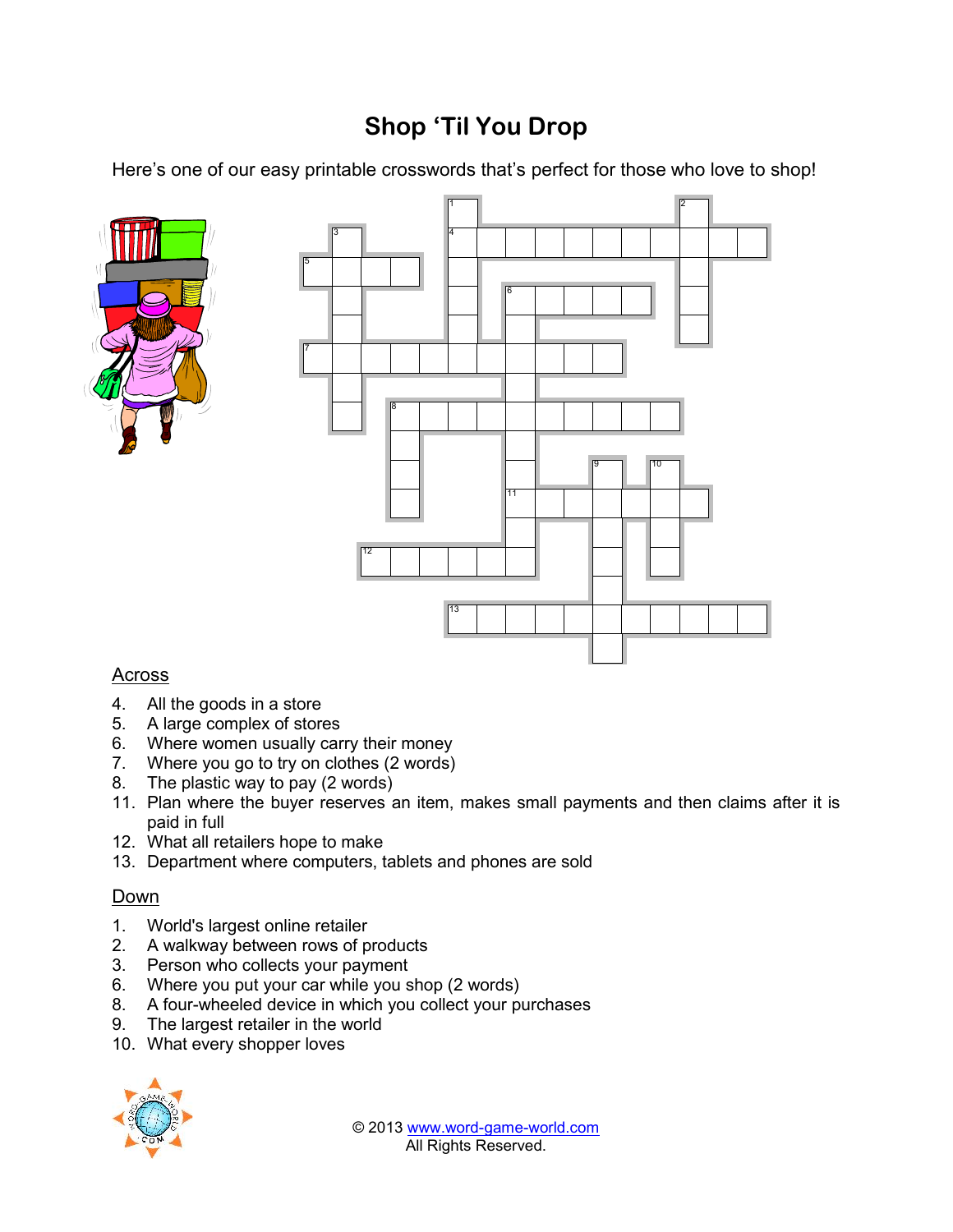# Shop 'Til You Drop

Here's one of our easy printable crosswords that's perfect for those who love to shop!

## Across

4. All the goods in a store
5. A large complex of stores
6. Where women usually carry their money
7. Where you go to try on clothes (2 words)
8. The plastic way to pay (2 words)
11. Plan where the buyer reserves an item, makes small payments and then claims after it is paid in full
12. What all retailers hope to make
13. Department where computers, tablets and phones are sold

## Down

1. World's largest online retailer
2. A walkway between rows of products
3. Person who collects your payment
6. Where you put your car while you shop (2 words)
8. A four-wheeled device in which you collect your purchases
9. The largest retailer in the world
10. What every shopper loves

© 2013 www.word-game-world.com
All Rights Reserved.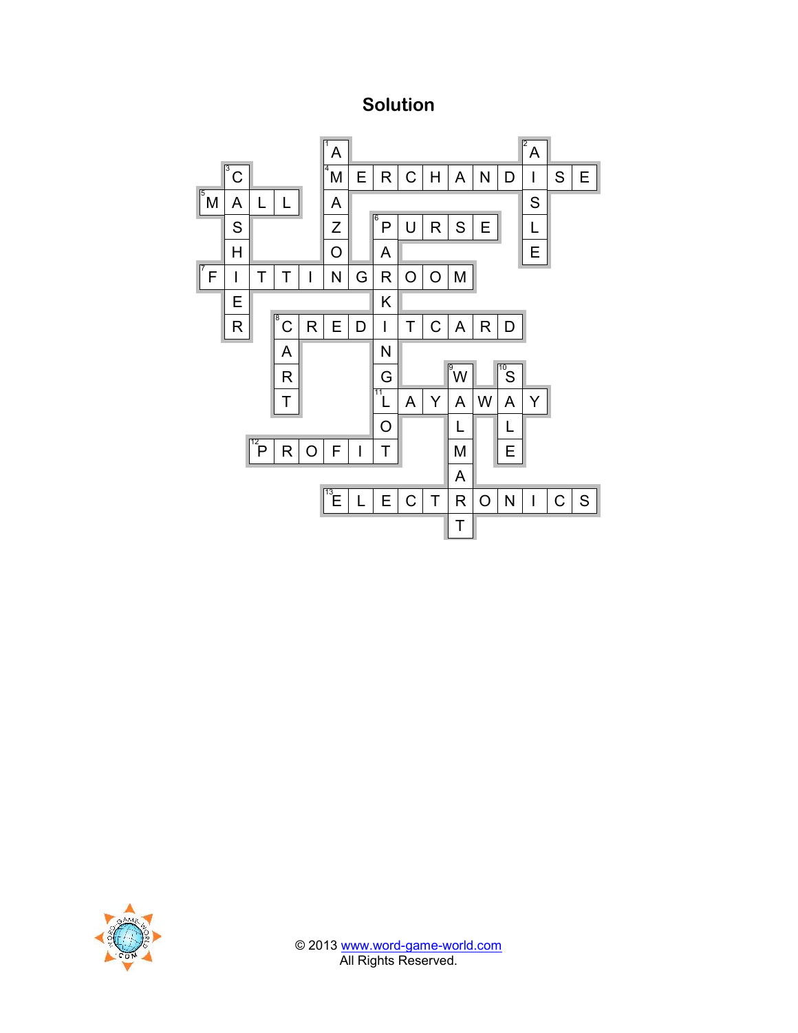## Solution

| | | | | | | | | | | | | | | | |
|---|---|---|---|---|---|---|---|---|---|---|---|---|---|---|---|
| | | | | | 1 A | | | | | | | | 2 A | | |
| | 3 C | | | | 4 M | E | R | C | H | A | N | D | I | S | E |
| 5 M | A | L | L | | A | | | | | | | | S | | |
| | S | | | | Z | | 6 P | U | R | S | E | | L | | |
| | H | | | | O | | A | | | | | | E | | |
| 7 F | I | T | T | I | N | G | R | O | O | M | | | | | |
| | E | | | | | | K | | | | | | | | |
| | R | | 8 C | R | E | D | I | T | C | A | R | D | | | |
| | | | A | | | | N | | | | | | | | |
| | | | R | | | | G | | | 9 W | | 10 S | | | |
| | | | T | | | | 11 L | A | Y | A | W | A | Y | | |
| | | | | | | | O | | | L | | L | | | |
| | | 12 P | R | O | F | I | T | | | M | | E | | | |
| | | | | | | | | | | A | | | | | |
| | | | | | 13 E | L | E | C | T | R | O | N | I | C | S |
| | | | | | | | | | | T | | | | | |

© 2013 www.word-game-world.com
All Rights Reserved.